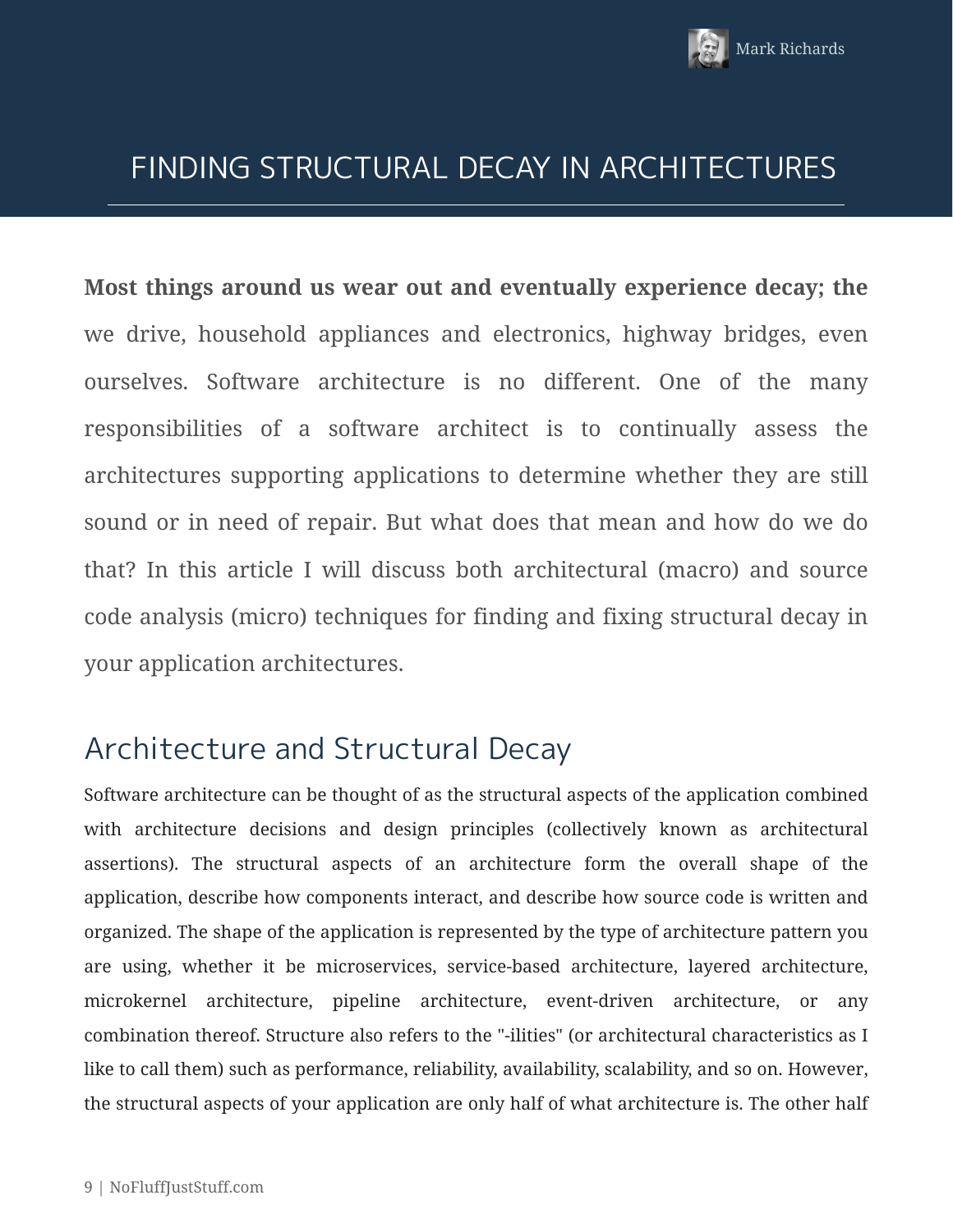Mark Richards

# FINDING STRUCTURAL DECAY IN ARCHITECTURES

**Most things around us wear out and eventually experience decay; the** we drive, household appliances and electronics, highway bridges, even ourselves. Software architecture is no different. One of the many responsibilities of a software architect is to continually assess the architectures supporting applications to determine whether they are still sound or in need of repair. But what does that mean and how do we do that? In this article I will discuss both architectural (macro) and source code analysis (micro) techniques for finding and fixing structural decay in your application architectures.

## Architecture and Structural Decay

Software architecture can be thought of as the structural aspects of the application combined with architecture decisions and design principles (collectively known as architectural assertions). The structural aspects of an architecture form the overall shape of the application, describe how components interact, and describe how source code is written and organized. The shape of the application is represented by the type of architecture pattern you are using, whether it be microservices, service-based architecture, layered architecture, microkernel architecture, pipeline architecture, event-driven architecture, or any combination thereof. Structure also refers to the "-ilities" (or architectural characteristics as I like to call them) such as performance, reliability, availability, scalability, and so on. However, the structural aspects of your application are only half of what architecture is. The other half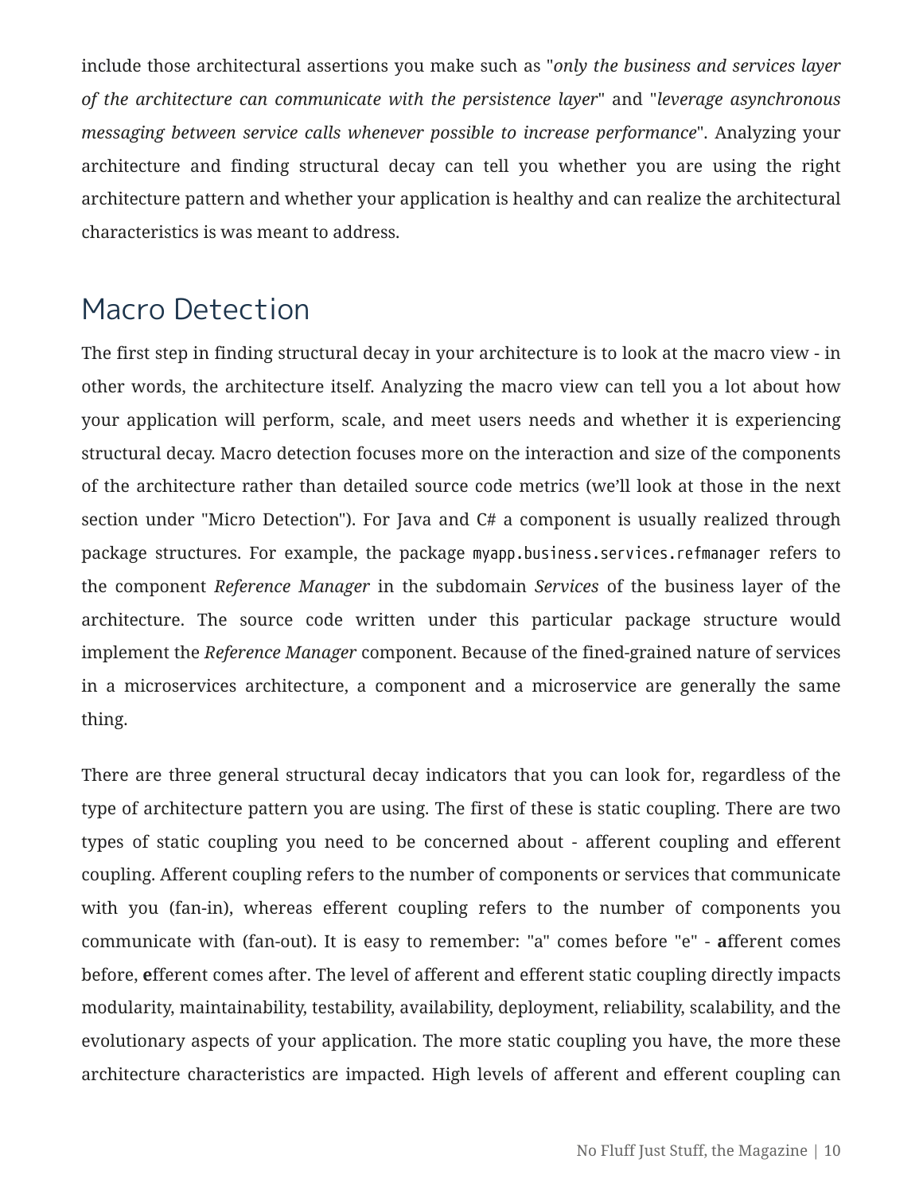include those architectural assertions you make such as "*only the business and services layer of the architecture can communicate with the persistence layer*" and "*leverage asynchronous messaging between service calls whenever possible to increase performance*". Analyzing your architecture and finding structural decay can tell you whether you are using the right architecture pattern and whether your application is healthy and can realize the architectural characteristics is was meant to address.

## Macro Detection

The first step in finding structural decay in your architecture is to look at the macro view - in other words, the architecture itself. Analyzing the macro view can tell you a lot about how your application will perform, scale, and meet users needs and whether it is experiencing structural decay. Macro detection focuses more on the interaction and size of the components of the architecture rather than detailed source code metrics (we'll look at those in the next section under "Micro Detection"). For Java and C# a component is usually realized through package structures. For example, the package `myapp.business.services.refmanager` refers to the component *Reference Manager* in the subdomain *Services* of the business layer of the architecture. The source code written under this particular package structure would implement the *Reference Manager* component. Because of the fined-grained nature of services in a microservices architecture, a component and a microservice are generally the same thing.

There are three general structural decay indicators that you can look for, regardless of the type of architecture pattern you are using. The first of these is static coupling. There are two types of static coupling you need to be concerned about - afferent coupling and efferent coupling. Afferent coupling refers to the number of components or services that communicate with you (fan-in), whereas efferent coupling refers to the number of components you communicate with (fan-out). It is easy to remember: "a" comes before "e" - **a**fferent comes before, **e**fferent comes after. The level of afferent and efferent static coupling directly impacts modularity, maintainability, testability, availability, deployment, reliability, scalability, and the evolutionary aspects of your application. The more static coupling you have, the more these architecture characteristics are impacted. High levels of afferent and efferent coupling can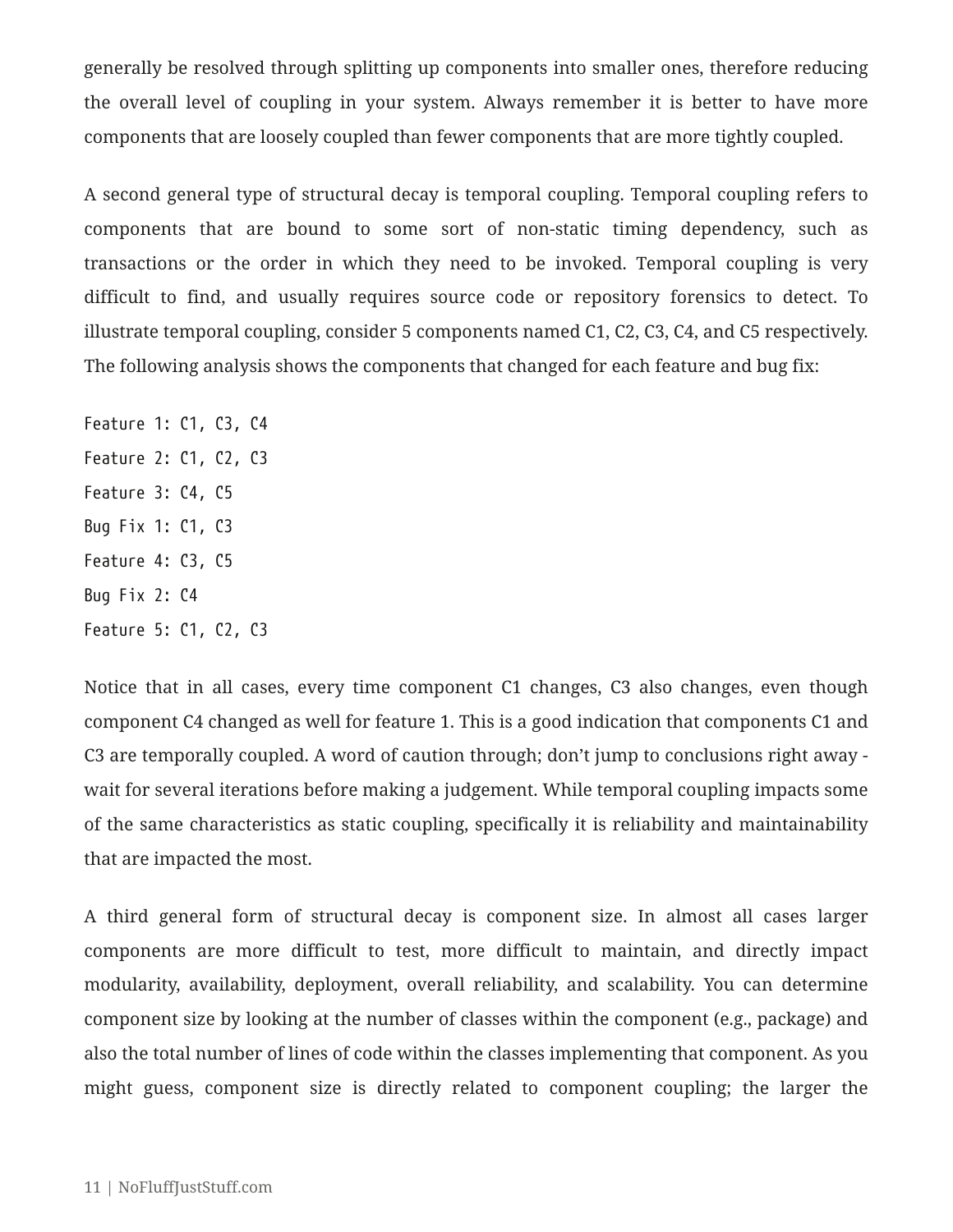generally be resolved through splitting up components into smaller ones, therefore reducing the overall level of coupling in your system. Always remember it is better to have more components that are loosely coupled than fewer components that are more tightly coupled.

A second general type of structural decay is temporal coupling. Temporal coupling refers to components that are bound to some sort of non-static timing dependency, such as transactions or the order in which they need to be invoked. Temporal coupling is very difficult to find, and usually requires source code or repository forensics to detect. To illustrate temporal coupling, consider 5 components named C1, C2, C3, C4, and C5 respectively. The following analysis shows the components that changed for each feature and bug fix:

```
Feature 1: C1, C3, C4
Feature 2: C1, C2, C3
Feature 3: C4, C5
Bug Fix 1: C1, C3
Feature 4: C3, C5
Bug Fix 2: C4
Feature 5: C1, C2, C3
```

Notice that in all cases, every time component C1 changes, C3 also changes, even though component C4 changed as well for feature 1. This is a good indication that components C1 and C3 are temporally coupled. A word of caution through; don't jump to conclusions right away - wait for several iterations before making a judgement. While temporal coupling impacts some of the same characteristics as static coupling, specifically it is reliability and maintainability that are impacted the most.

A third general form of structural decay is component size. In almost all cases larger components are more difficult to test, more difficult to maintain, and directly impact modularity, availability, deployment, overall reliability, and scalability. You can determine component size by looking at the number of classes within the component (e.g., package) and also the total number of lines of code within the classes implementing that component. As you might guess, component size is directly related to component coupling; the larger the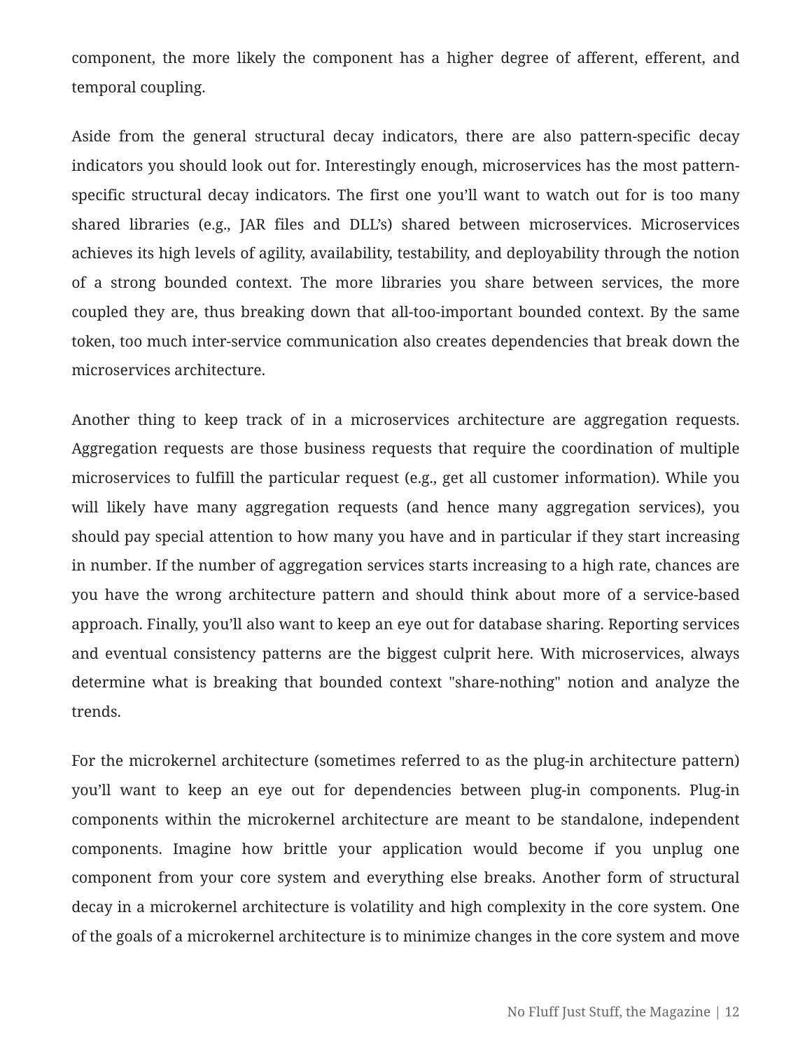component, the more likely the component has a higher degree of afferent, efferent, and temporal coupling.

Aside from the general structural decay indicators, there are also pattern-specific decay indicators you should look out for. Interestingly enough, microservices has the most pattern-specific structural decay indicators. The first one you'll want to watch out for is too many shared libraries (e.g., JAR files and DLL's) shared between microservices. Microservices achieves its high levels of agility, availability, testability, and deployability through the notion of a strong bounded context. The more libraries you share between services, the more coupled they are, thus breaking down that all-too-important bounded context. By the same token, too much inter-service communication also creates dependencies that break down the microservices architecture.

Another thing to keep track of in a microservices architecture are aggregation requests. Aggregation requests are those business requests that require the coordination of multiple microservices to fulfill the particular request (e.g., get all customer information). While you will likely have many aggregation requests (and hence many aggregation services), you should pay special attention to how many you have and in particular if they start increasing in number. If the number of aggregation services starts increasing to a high rate, chances are you have the wrong architecture pattern and should think about more of a service-based approach. Finally, you'll also want to keep an eye out for database sharing. Reporting services and eventual consistency patterns are the biggest culprit here. With microservices, always determine what is breaking that bounded context "share-nothing" notion and analyze the trends.

For the microkernel architecture (sometimes referred to as the plug-in architecture pattern) you'll want to keep an eye out for dependencies between plug-in components. Plug-in components within the microkernel architecture are meant to be standalone, independent components. Imagine how brittle your application would become if you unplug one component from your core system and everything else breaks. Another form of structural decay in a microkernel architecture is volatility and high complexity in the core system. One of the goals of a microkernel architecture is to minimize changes in the core system and move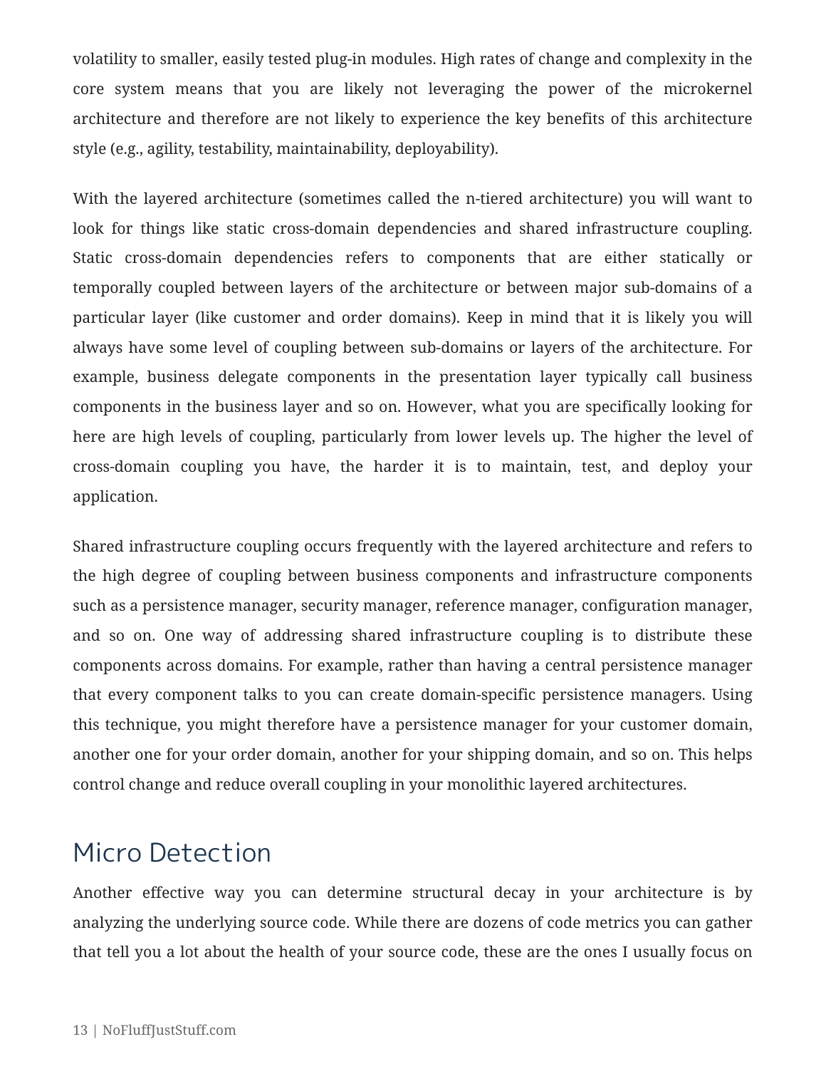volatility to smaller, easily tested plug-in modules. High rates of change and complexity in the core system means that you are likely not leveraging the power of the microkernel architecture and therefore are not likely to experience the key benefits of this architecture style (e.g., agility, testability, maintainability, deployability).

With the layered architecture (sometimes called the n-tiered architecture) you will want to look for things like static cross-domain dependencies and shared infrastructure coupling. Static cross-domain dependencies refers to components that are either statically or temporally coupled between layers of the architecture or between major sub-domains of a particular layer (like customer and order domains). Keep in mind that it is likely you will always have some level of coupling between sub-domains or layers of the architecture. For example, business delegate components in the presentation layer typically call business components in the business layer and so on. However, what you are specifically looking for here are high levels of coupling, particularly from lower levels up. The higher the level of cross-domain coupling you have, the harder it is to maintain, test, and deploy your application.

Shared infrastructure coupling occurs frequently with the layered architecture and refers to the high degree of coupling between business components and infrastructure components such as a persistence manager, security manager, reference manager, configuration manager, and so on. One way of addressing shared infrastructure coupling is to distribute these components across domains. For example, rather than having a central persistence manager that every component talks to you can create domain-specific persistence managers. Using this technique, you might therefore have a persistence manager for your customer domain, another one for your order domain, another for your shipping domain, and so on. This helps control change and reduce overall coupling in your monolithic layered architectures.

## Micro Detection

Another effective way you can determine structural decay in your architecture is by analyzing the underlying source code. While there are dozens of code metrics you can gather that tell you a lot about the health of your source code, these are the ones I usually focus on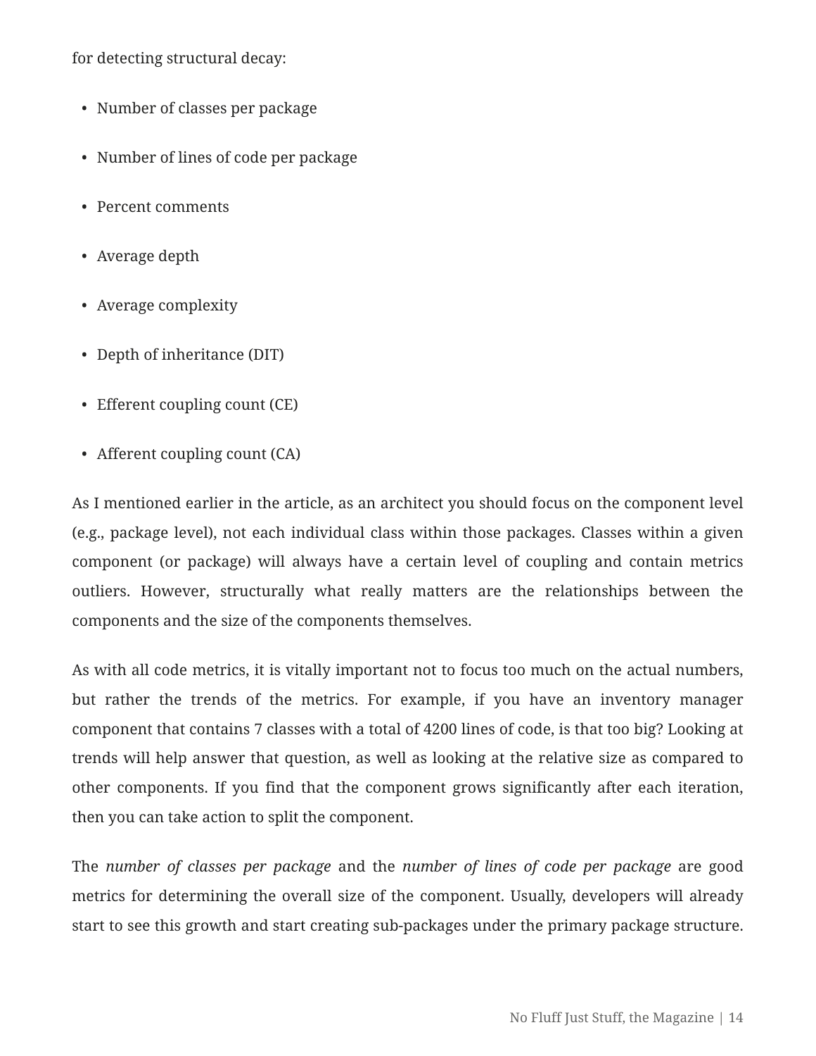for detecting structural decay:

- Number of classes per package
- Number of lines of code per package
- Percent comments
- Average depth
- Average complexity
- Depth of inheritance (DIT)
- Efferent coupling count (CE)
- Afferent coupling count (CA)

As I mentioned earlier in the article, as an architect you should focus on the component level (e.g., package level), not each individual class within those packages. Classes within a given component (or package) will always have a certain level of coupling and contain metrics outliers. However, structurally what really matters are the relationships between the components and the size of the components themselves.

As with all code metrics, it is vitally important not to focus too much on the actual numbers, but rather the trends of the metrics. For example, if you have an inventory manager component that contains 7 classes with a total of 4200 lines of code, is that too big? Looking at trends will help answer that question, as well as looking at the relative size as compared to other components. If you find that the component grows significantly after each iteration, then you can take action to split the component.

The *number of classes per package* and the *number of lines of code per package* are good metrics for determining the overall size of the component. Usually, developers will already start to see this growth and start creating sub-packages under the primary package structure.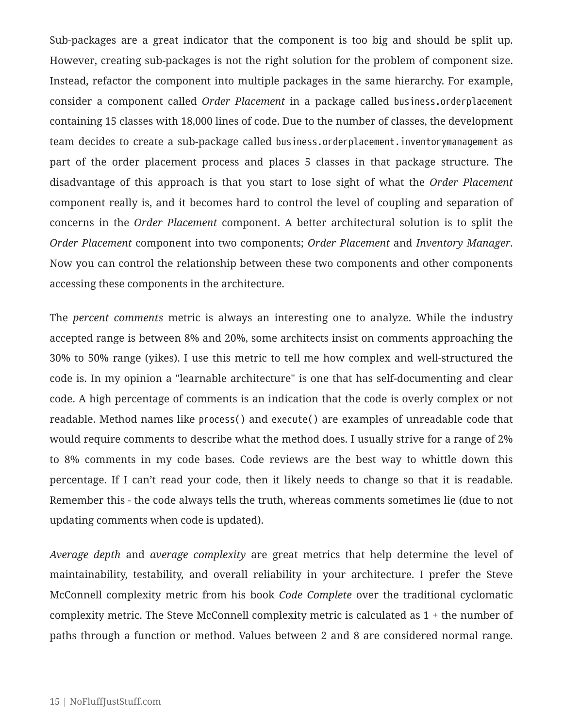Sub-packages are a great indicator that the component is too big and should be split up. However, creating sub-packages is not the right solution for the problem of component size. Instead, refactor the component into multiple packages in the same hierarchy. For example, consider a component called *Order Placement* in a package called `business.orderplacement` containing 15 classes with 18,000 lines of code. Due to the number of classes, the development team decides to create a sub-package called `business.orderplacement.inventorymanagement` as part of the order placement process and places 5 classes in that package structure. The disadvantage of this approach is that you start to lose sight of what the *Order Placement* component really is, and it becomes hard to control the level of coupling and separation of concerns in the *Order Placement* component. A better architectural solution is to split the *Order Placement* component into two components; *Order Placement* and *Inventory Manager*. Now you can control the relationship between these two components and other components accessing these components in the architecture.

The *percent comments* metric is always an interesting one to analyze. While the industry accepted range is between 8% and 20%, some architects insist on comments approaching the 30% to 50% range (yikes). I use this metric to tell me how complex and well-structured the code is. In my opinion a "learnable architecture" is one that has self-documenting and clear code. A high percentage of comments is an indication that the code is overly complex or not readable. Method names like `process()` and `execute()` are examples of unreadable code that would require comments to describe what the method does. I usually strive for a range of 2% to 8% comments in my code bases. Code reviews are the best way to whittle down this percentage. If I can't read your code, then it likely needs to change so that it is readable. Remember this - the code always tells the truth, whereas comments sometimes lie (due to not updating comments when code is updated).

*Average depth* and *average complexity* are great metrics that help determine the level of maintainability, testability, and overall reliability in your architecture. I prefer the Steve McConnell complexity metric from his book *Code Complete* over the traditional cyclomatic complexity metric. The Steve McConnell complexity metric is calculated as 1 + the number of paths through a function or method. Values between 2 and 8 are considered normal range.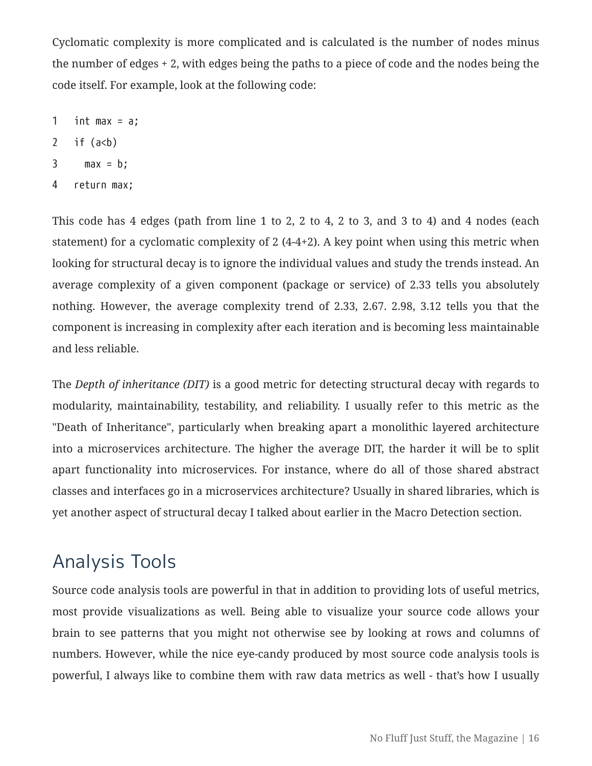Cyclomatic complexity is more complicated and is calculated is the number of nodes minus the number of edges + 2, with edges being the paths to a piece of code and the nodes being the code itself. For example, look at the following code:

```
1   int max = a;
2   if (a<b)
3     max = b;
4   return max;
```

This code has 4 edges (path from line 1 to 2, 2 to 4, 2 to 3, and 3 to 4) and 4 nodes (each statement) for a cyclomatic complexity of 2 (4-4+2). A key point when using this metric when looking for structural decay is to ignore the individual values and study the trends instead. An average complexity of a given component (package or service) of 2.33 tells you absolutely nothing. However, the average complexity trend of 2.33, 2.67. 2.98, 3.12 tells you that the component is increasing in complexity after each iteration and is becoming less maintainable and less reliable.

The *Depth of inheritance (DIT)* is a good metric for detecting structural decay with regards to modularity, maintainability, testability, and reliability. I usually refer to this metric as the "Death of Inheritance", particularly when breaking apart a monolithic layered architecture into a microservices architecture. The higher the average DIT, the harder it will be to split apart functionality into microservices. For instance, where do all of those shared abstract classes and interfaces go in a microservices architecture? Usually in shared libraries, which is yet another aspect of structural decay I talked about earlier in the Macro Detection section.

## Analysis Tools

Source code analysis tools are powerful in that in addition to providing lots of useful metrics, most provide visualizations as well. Being able to visualize your source code allows your brain to see patterns that you might not otherwise see by looking at rows and columns of numbers. However, while the nice eye-candy produced by most source code analysis tools is powerful, I always like to combine them with raw data metrics as well - that's how I usually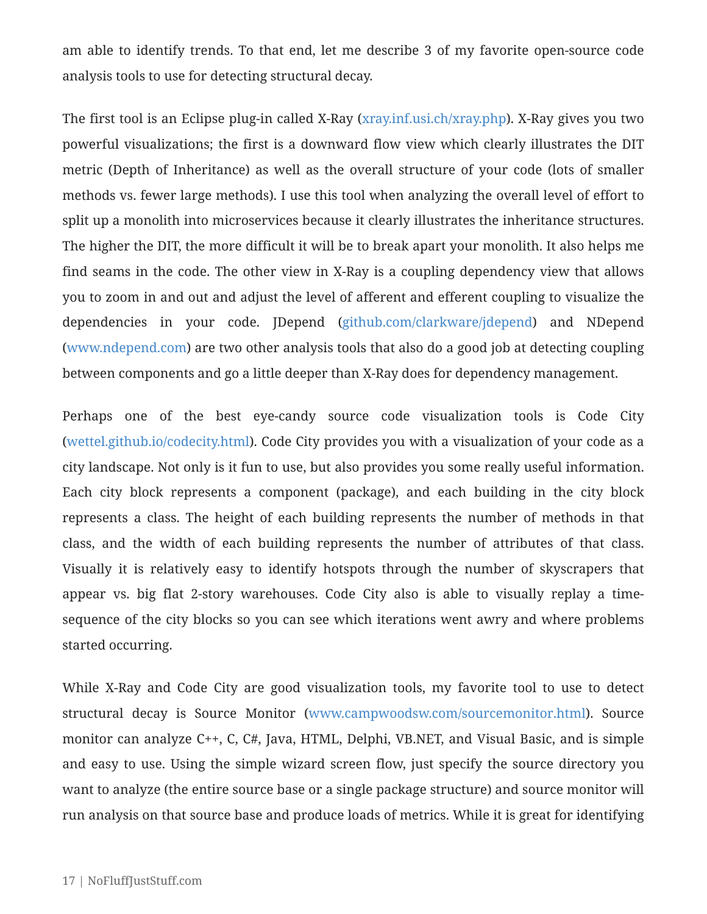am able to identify trends. To that end, let me describe 3 of my favorite open-source code analysis tools to use for detecting structural decay.

The first tool is an Eclipse plug-in called X-Ray (xray.inf.usi.ch/xray.php). X-Ray gives you two powerful visualizations; the first is a downward flow view which clearly illustrates the DIT metric (Depth of Inheritance) as well as the overall structure of your code (lots of smaller methods vs. fewer large methods). I use this tool when analyzing the overall level of effort to split up a monolith into microservices because it clearly illustrates the inheritance structures. The higher the DIT, the more difficult it will be to break apart your monolith. It also helps me find seams in the code. The other view in X-Ray is a coupling dependency view that allows you to zoom in and out and adjust the level of afferent and efferent coupling to visualize the dependencies in your code. JDepend (github.com/clarkware/jdepend) and NDepend (www.ndepend.com) are two other analysis tools that also do a good job at detecting coupling between components and go a little deeper than X-Ray does for dependency management.

Perhaps one of the best eye-candy source code visualization tools is Code City (wettel.github.io/codecity.html). Code City provides you with a visualization of your code as a city landscape. Not only is it fun to use, but also provides you some really useful information. Each city block represents a component (package), and each building in the city block represents a class. The height of each building represents the number of methods in that class, and the width of each building represents the number of attributes of that class. Visually it is relatively easy to identify hotspots through the number of skyscrapers that appear vs. big flat 2-story warehouses. Code City also is able to visually replay a time-sequence of the city blocks so you can see which iterations went awry and where problems started occurring.

While X-Ray and Code City are good visualization tools, my favorite tool to use to detect structural decay is Source Monitor (www.campwoodsw.com/sourcemonitor.html). Source monitor can analyze C++, C, C#, Java, HTML, Delphi, VB.NET, and Visual Basic, and is simple and easy to use. Using the simple wizard screen flow, just specify the source directory you want to analyze (the entire source base or a single package structure) and source monitor will run analysis on that source base and produce loads of metrics. While it is great for identifying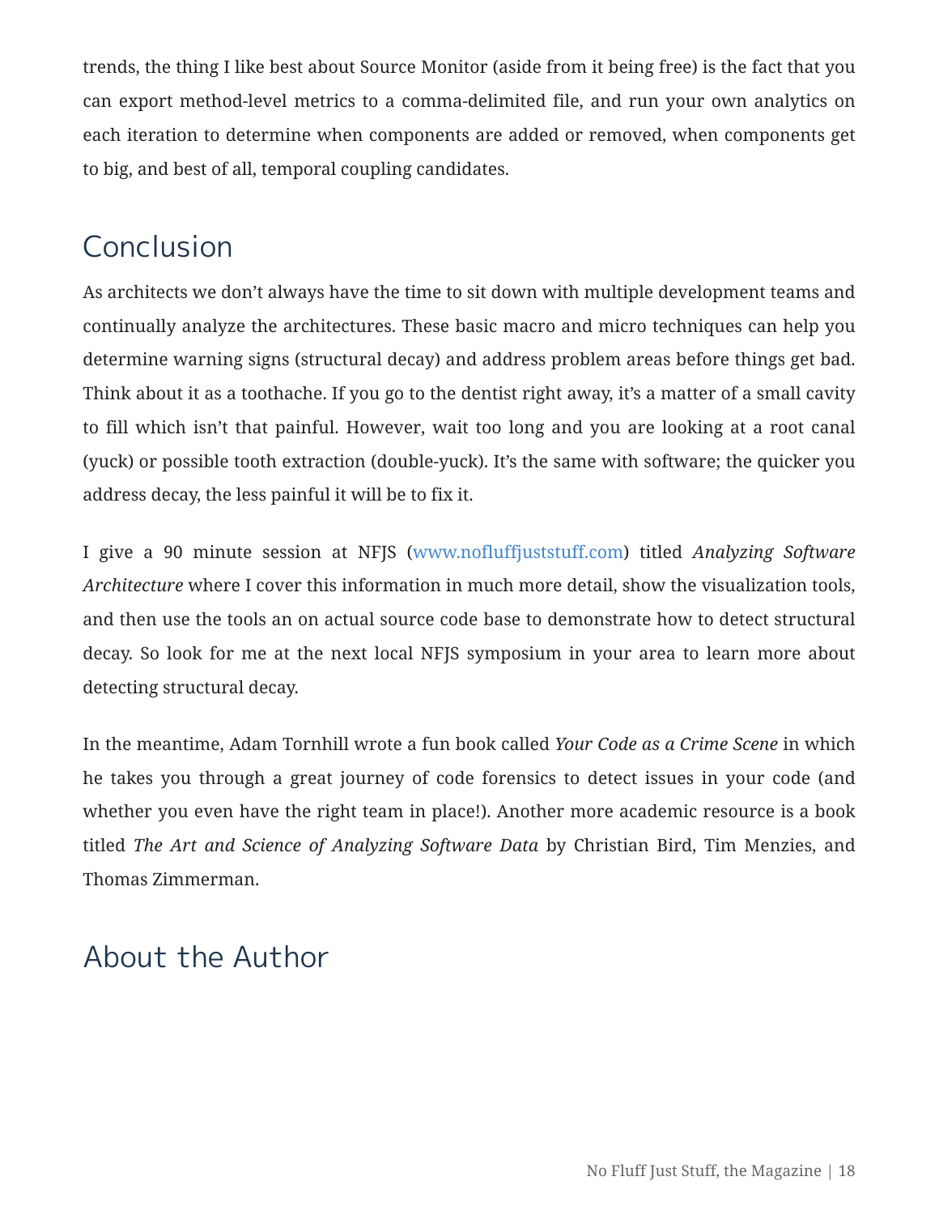trends, the thing I like best about Source Monitor (aside from it being free) is the fact that you can export method-level metrics to a comma-delimited file, and run your own analytics on each iteration to determine when components are added or removed, when components get to big, and best of all, temporal coupling candidates.

## Conclusion

As architects we don't always have the time to sit down with multiple development teams and continually analyze the architectures. These basic macro and micro techniques can help you determine warning signs (structural decay) and address problem areas before things get bad. Think about it as a toothache. If you go to the dentist right away, it's a matter of a small cavity to fill which isn't that painful. However, wait too long and you are looking at a root canal (yuck) or possible tooth extraction (double-yuck). It's the same with software; the quicker you address decay, the less painful it will be to fix it.

I give a 90 minute session at NFJS (www.nofluffjuststuff.com) titled *Analyzing Software Architecture* where I cover this information in much more detail, show the visualization tools, and then use the tools an on actual source code base to demonstrate how to detect structural decay. So look for me at the next local NFJS symposium in your area to learn more about detecting structural decay.

In the meantime, Adam Tornhill wrote a fun book called *Your Code as a Crime Scene* in which he takes you through a great journey of code forensics to detect issues in your code (and whether you even have the right team in place!). Another more academic resource is a book titled *The Art and Science of Analyzing Software Data* by Christian Bird, Tim Menzies, and Thomas Zimmerman.

## About the Author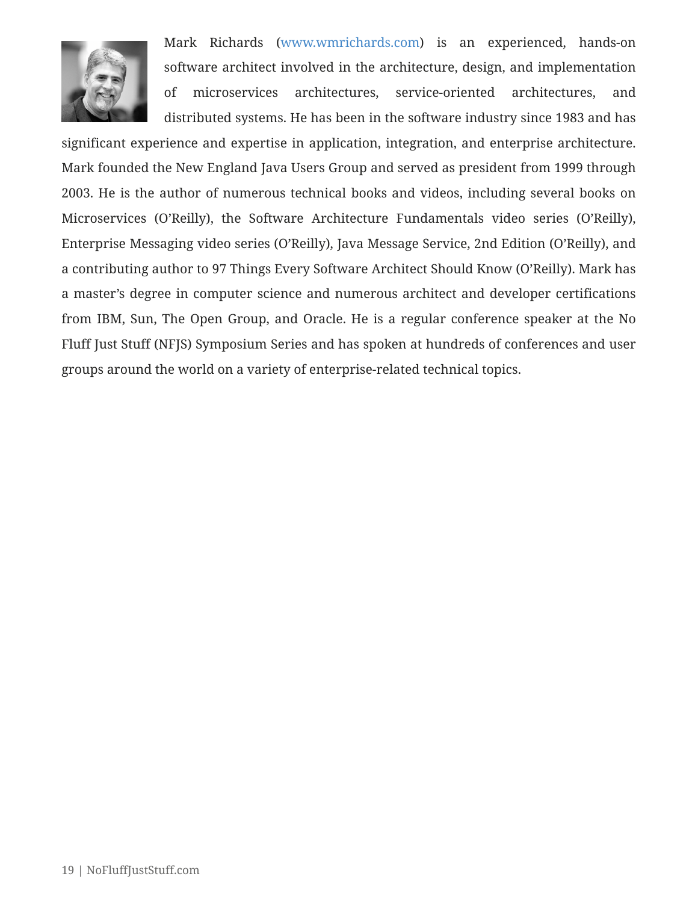Mark Richards (www.wmrichards.com) is an experienced, hands-on software architect involved in the architecture, design, and implementation of microservices architectures, service-oriented architectures, and distributed systems. He has been in the software industry since 1983 and has significant experience and expertise in application, integration, and enterprise architecture. Mark founded the New England Java Users Group and served as president from 1999 through 2003. He is the author of numerous technical books and videos, including several books on Microservices (O'Reilly), the Software Architecture Fundamentals video series (O'Reilly), Enterprise Messaging video series (O'Reilly), Java Message Service, 2nd Edition (O'Reilly), and a contributing author to 97 Things Every Software Architect Should Know (O'Reilly). Mark has a master's degree in computer science and numerous architect and developer certifications from IBM, Sun, The Open Group, and Oracle. He is a regular conference speaker at the No Fluff Just Stuff (NFJS) Symposium Series and has spoken at hundreds of conferences and user groups around the world on a variety of enterprise-related technical topics.